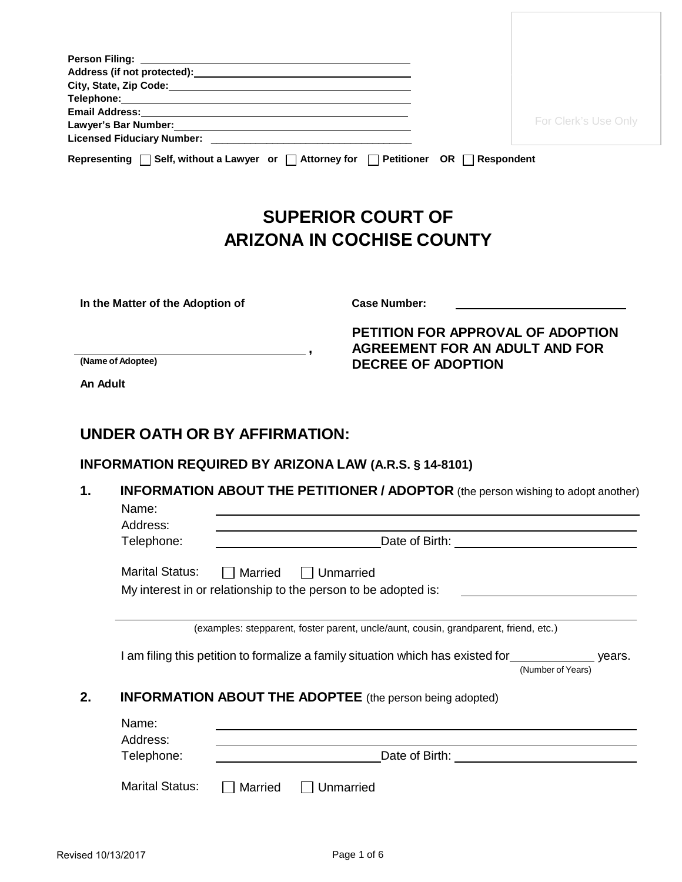**Person Filing:** ______________________________
**Address (if not protected):** ______________________________
**City, State, Zip Code:** ______________________________
**Telephone:** ______________________________
**Email Address:** ______________________________
**Lawyer's Bar Number:** ______________________________
**Licensed Fiduciary Number:** ______________________________

For Clerk's Use Only

**Representing** ☐ **Self, without a Lawyer or** ☐ **Attorney for** ☐ **Petitioner OR** ☐ **Respondent**

# SUPERIOR COURT OF ARIZONA IN COCHISE COUNTY

**In the Matter of the Adoption of**

______________________________ ,
**(Name of Adoptee)**

**An Adult**

**Case Number:** ______________________________

**PETITION FOR APPROVAL OF ADOPTION AGREEMENT FOR AN ADULT AND FOR DECREE OF ADOPTION**

## UNDER OATH OR BY AFFIRMATION:

### INFORMATION REQUIRED BY ARIZONA LAW (A.R.S. § 14-8101)

**1. INFORMATION ABOUT THE PETITIONER / ADOPTOR** (the person wishing to adopt another)

Name: ______________________________
Address: ______________________________
Telephone: ______________________________ Date of Birth: ______________________________

Marital Status: ☐ Married ☐ Unmarried

My interest in or relationship to the person to be adopted is: ______________________________

______________________________
(examples: stepparent, foster parent, uncle/aunt, cousin, grandparent, friend, etc.)

I am filing this petition to formalize a family situation which has existed for ____________ years.
(Number of Years)

**2. INFORMATION ABOUT THE ADOPTEE** (the person being adopted)

Name: ______________________________
Address: ______________________________
Telephone: ______________________________ Date of Birth: ______________________________

Marital Status: ☐ Married ☐ Unmarried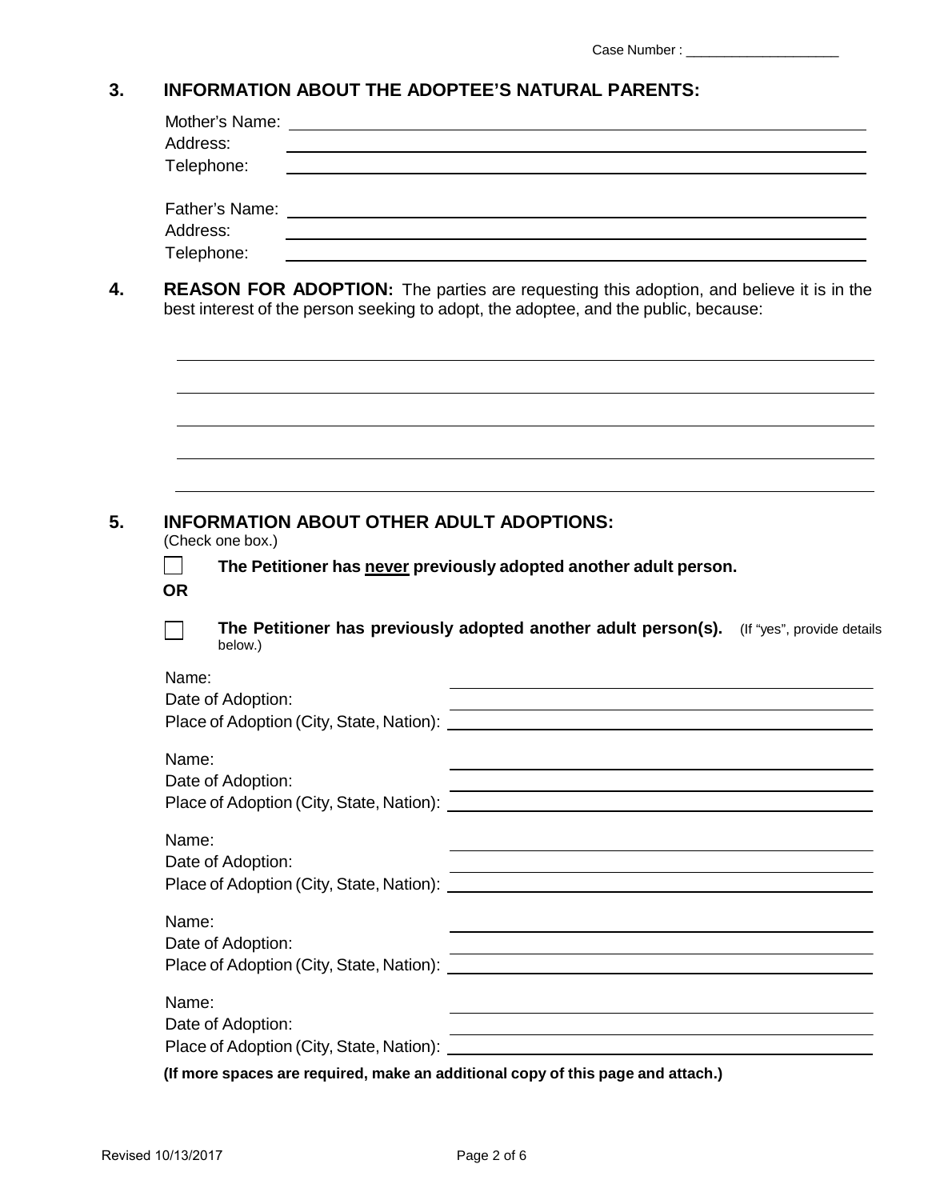Case Number : ____________________

## 3. INFORMATION ABOUT THE ADOPTEE'S NATURAL PARENTS:

Mother's Name: ______________________________
Address: ______________________________
Telephone: ______________________________

Father's Name: ______________________________
Address: ______________________________
Telephone: ______________________________

## 4. REASON FOR ADOPTION:

**REASON FOR ADOPTION:** The parties are requesting this adoption, and believe it is in the best interest of the person seeking to adopt, the adoptee, and the public, because:

______________________________

______________________________

______________________________

______________________________

______________________________

## 5. INFORMATION ABOUT OTHER ADULT ADOPTIONS:

(Check one box.)

☐ **The Petitioner has never previously adopted another adult person.**

**OR**

☐ **The Petitioner has previously adopted another adult person(s).** (If "yes", provide details below.)

Name: ______________________________
Date of Adoption: ______________________________
Place of Adoption (City, State, Nation): ______________________________

Name: ______________________________
Date of Adoption: ______________________________
Place of Adoption (City, State, Nation): ______________________________

Name: ______________________________
Date of Adoption: ______________________________
Place of Adoption (City, State, Nation): ______________________________

Name: ______________________________
Date of Adoption: ______________________________
Place of Adoption (City, State, Nation): ______________________________

Name: ______________________________
Date of Adoption: ______________________________
Place of Adoption (City, State, Nation): ______________________________

**(If more spaces are required, make an additional copy of this page and attach.)**

Revised 10/13/2017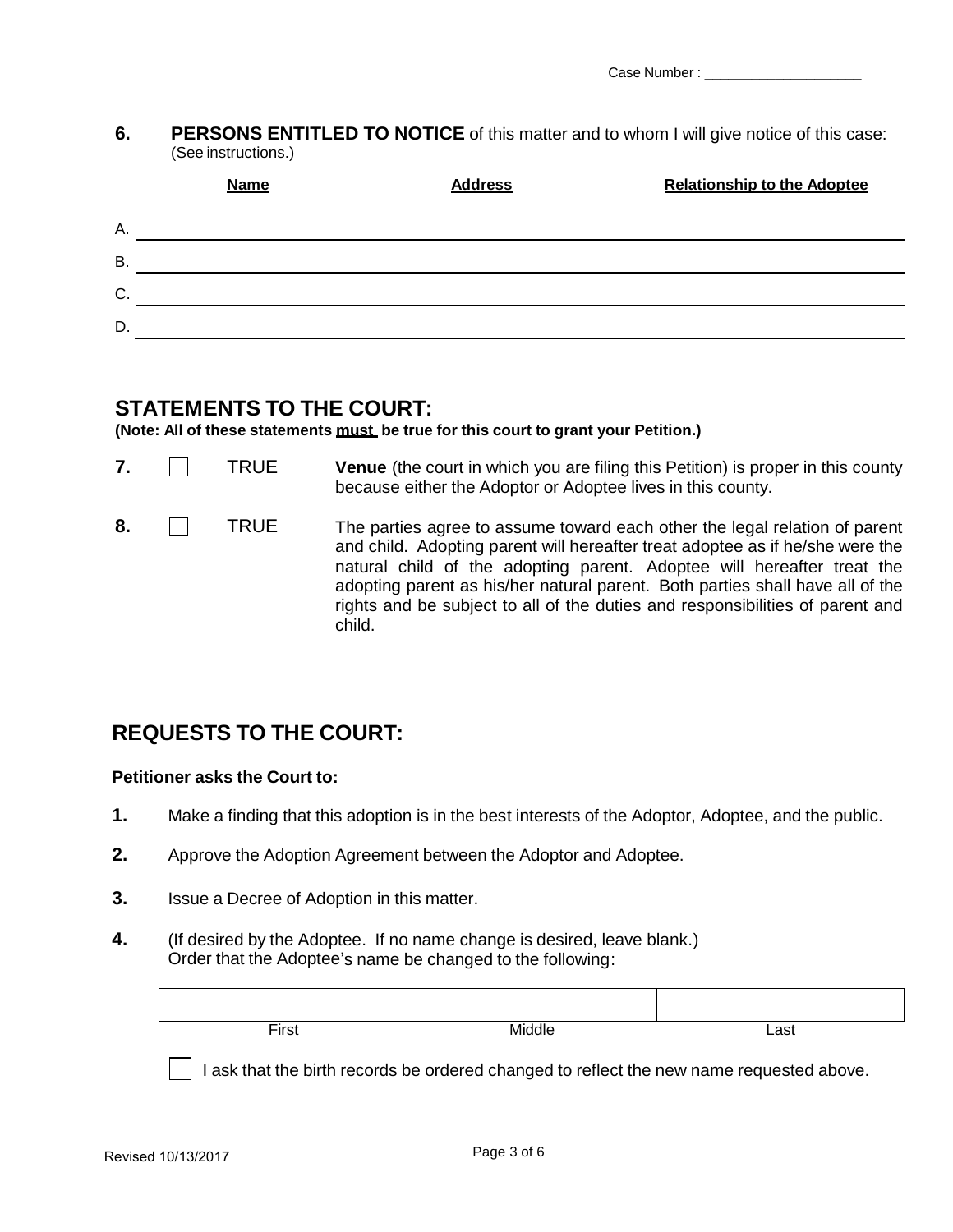Case Number : ____________________

**6. PERSONS ENTITLED TO NOTICE** of this matter and to whom I will give notice of this case: (See instructions.)

| | Name | Address | Relationship to the Adoptee |
|---|---|---|---|
| A. | | | |
| B. | | | |
| C. | | | |
| D. | | | |

## STATEMENTS TO THE COURT:

**(Note: All of these statements must be true for this court to grant your Petition.)**

**7.** ☐ TRUE **Venue** (the court in which you are filing this Petition) is proper in this county because either the Adoptor or Adoptee lives in this county.

**8.** ☐ TRUE The parties agree to assume toward each other the legal relation of parent and child. Adopting parent will hereafter treat adoptee as if he/she were the natural child of the adopting parent. Adoptee will hereafter treat the adopting parent as his/her natural parent. Both parties shall have all of the rights and be subject to all of the duties and responsibilities of parent and child.

## REQUESTS TO THE COURT:

**Petitioner asks the Court to:**

**1.** Make a finding that this adoption is in the best interests of the Adoptor, Adoptee, and the public.

**2.** Approve the Adoption Agreement between the Adoptor and Adoptee.

**3.** Issue a Decree of Adoption in this matter.

**4.** (If desired by the Adoptee. If no name change is desired, leave blank.) Order that the Adoptee's name be changed to the following:

| | | |
|---|---|---|
| First | Middle | Last |

☐ I ask that the birth records be ordered changed to reflect the new name requested above.

Revised 10/13/2017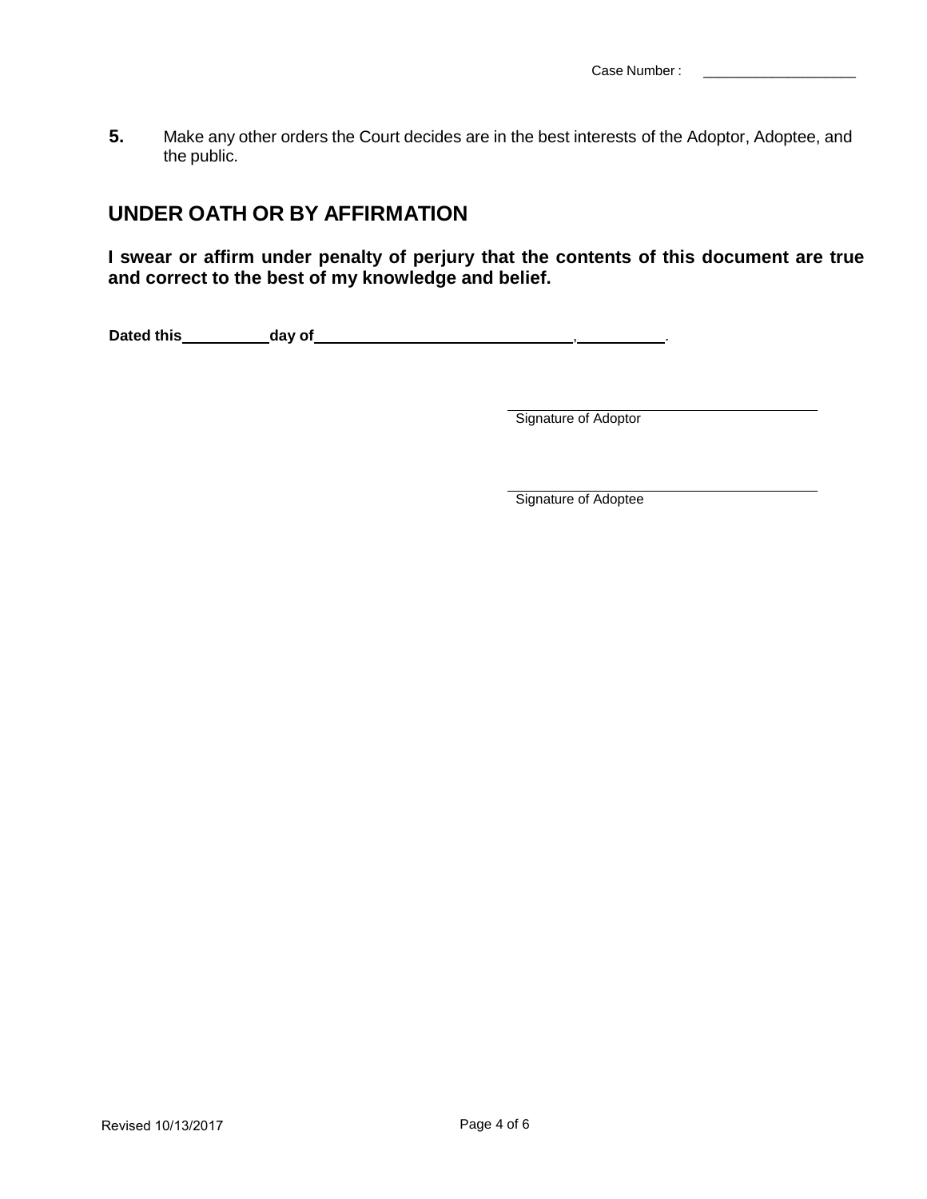Case Number : ____________________

**5.** Make any other orders the Court decides are in the best interests of the Adoptor, Adoptee, and the public.

## UNDER OATH OR BY AFFIRMATION

**I swear or affirm under penalty of perjury that the contents of this document are true and correct to the best of my knowledge and belief.**

**Dated this __________ day of ______________________________, __________.**

______________________________________
Signature of Adoptor

______________________________________
Signature of Adoptee

Revised 10/13/2017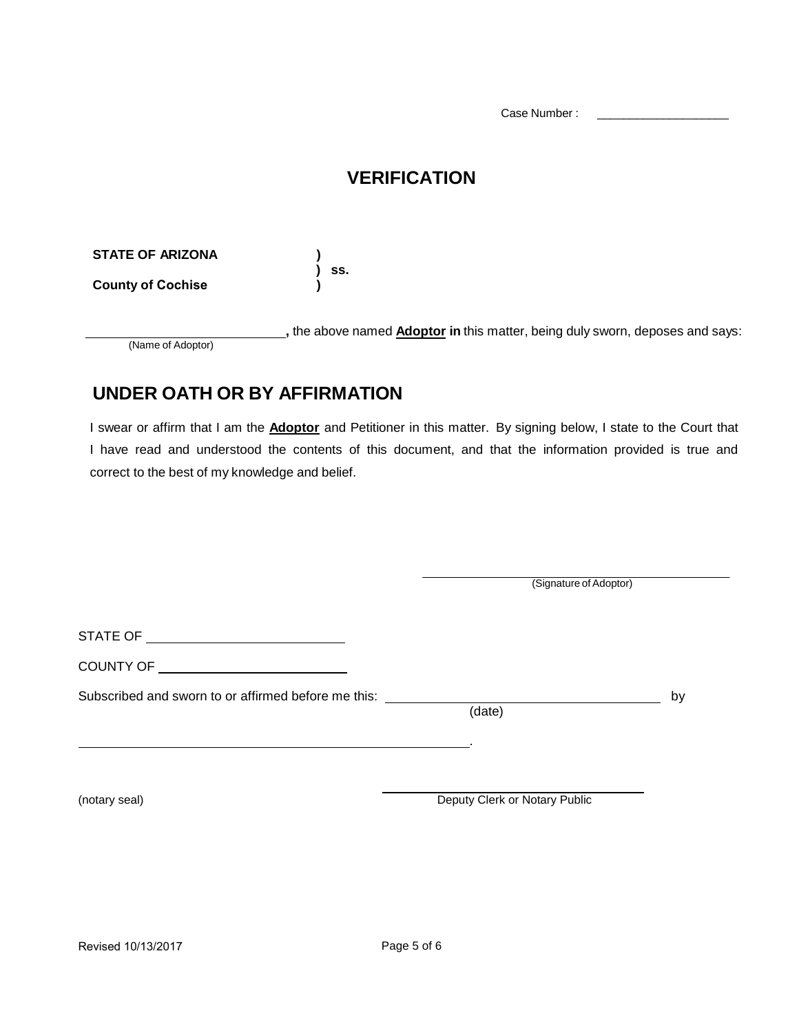Case Number : ____________________

# VERIFICATION

**STATE OF ARIZONA** )
) **ss.**
**County of Cochise** )

______________________________**,** the above named **Adoptor in** this matter, being duly sworn, deposes and says:
(Name of Adoptor)

## UNDER OATH OR BY AFFIRMATION

I swear or affirm that I am the **Adoptor** and Petitioner in this matter. By signing below, I state to the Court that I have read and understood the contents of this document, and that the information provided is true and correct to the best of my knowledge and belief.

______________________________________
(Signature of Adoptor)

STATE OF ____________________________

COUNTY OF ___________________________

Subscribed and sworn to or affirmed before me this: ______________________________ by
(date)

_______________________________________________.

(notary seal)

______________________________
Deputy Clerk or Notary Public

Revised 10/13/2017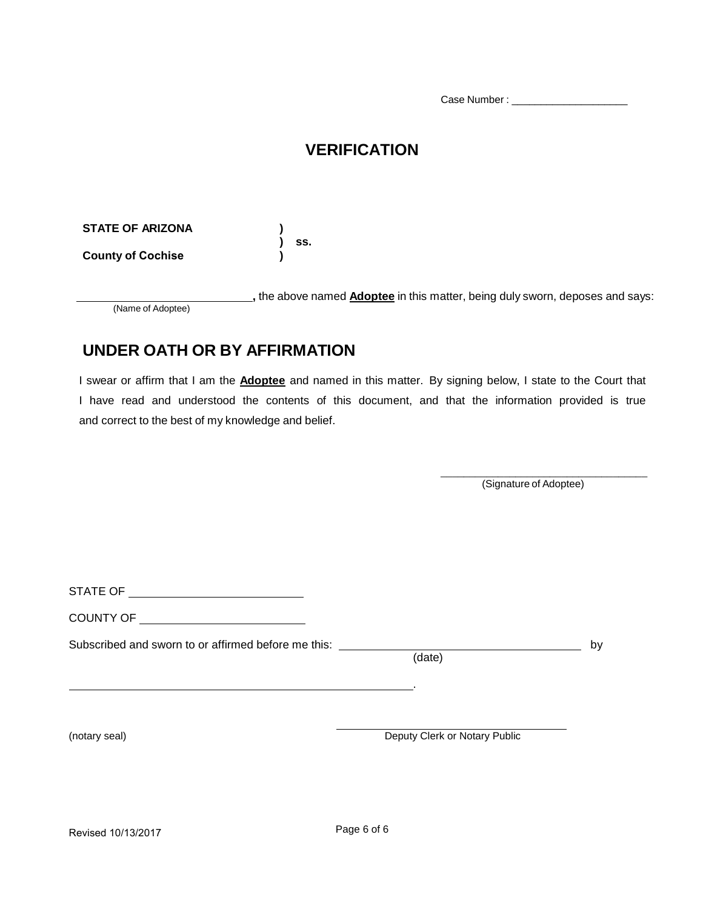Case Number : ____________________

# VERIFICATION

**STATE OF ARIZONA** )
) **ss.**
**County of Cochise** )

___________________________**,** the above named **Adoptee** in this matter, being duly sworn, deposes and says:
(Name of Adoptee)

## UNDER OATH OR BY AFFIRMATION

I swear or affirm that I am the **Adoptee** and named in this matter. By signing below, I state to the Court that I have read and understood the contents of this document, and that the information provided is true and correct to the best of my knowledge and belief.

___________________________________
(Signature of Adoptee)

STATE OF ___________________________

COUNTY OF __________________________

Subscribed and sworn to or affirmed before me this: ______________________________________ by
(date)

_______________________________________________________.

(notary seal)

_______________________________________
Deputy Clerk or Notary Public

Revised 10/13/2017